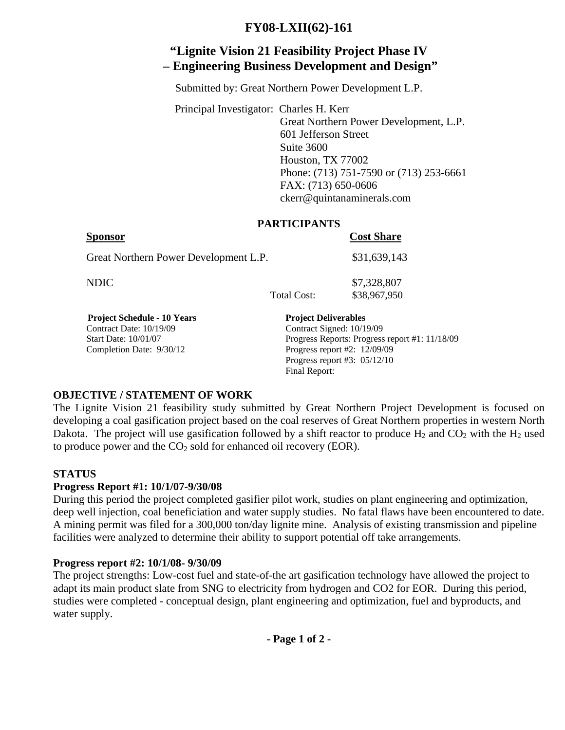# FY08-LXII(62)-161

## "Lignite Vision 21 Feasibility Project Phase IV – Engineering Business Development and Design"

Submitted by: Great Northern Power Development L.P.

Principal Investigator: Charles H. Kerr
Great Northern Power Development, L.P.
601 Jefferson Street
Suite 3600
Houston, TX 77002
Phone: (713) 751-7590 or (713) 253-6661
FAX: (713) 650-0606
ckerr@quintanaminerals.com

### PARTICIPANTS

| Sponsor | | Cost Share |
|---|---|---|
| Great Northern Power Development L.P. | | $31,639,143 |
| NDIC | | $7,328,807 |
| | Total Cost: | $38,967,950 |

**Project Schedule - 10 Years**
Contract Date: 10/19/09
Start Date: 10/01/07
Completion Date: 9/30/12

**Project Deliverables**
Contract Signed: 10/19/09
Progress Reports: Progress report #1: 11/18/09
Progress report #2: 12/09/09
Progress report #3: 05/12/10
Final Report:

### OBJECTIVE / STATEMENT OF WORK

The Lignite Vision 21 feasibility study submitted by Great Northern Project Development is focused on developing a coal gasification project based on the coal reserves of Great Northern properties in western North Dakota. The project will use gasification followed by a shift reactor to produce $H_2$ and $CO_2$ with the $H_2$ used to produce power and the $CO_2$ sold for enhanced oil recovery (EOR).

### STATUS

**Progress Report #1: 10/1/07-9/30/08**

During this period the project completed gasifier pilot work, studies on plant engineering and optimization, deep well injection, coal beneficiation and water supply studies. No fatal flaws have been encountered to date. A mining permit was filed for a 300,000 ton/day lignite mine. Analysis of existing transmission and pipeline facilities were analyzed to determine their ability to support potential off take arrangements.

**Progress report #2: 10/1/08- 9/30/09**

The project strengths: Low-cost fuel and state-of-the art gasification technology have allowed the project to adapt its main product slate from SNG to electricity from hydrogen and CO2 for EOR. During this period, studies were completed - conceptual design, plant engineering and optimization, fuel and byproducts, and water supply.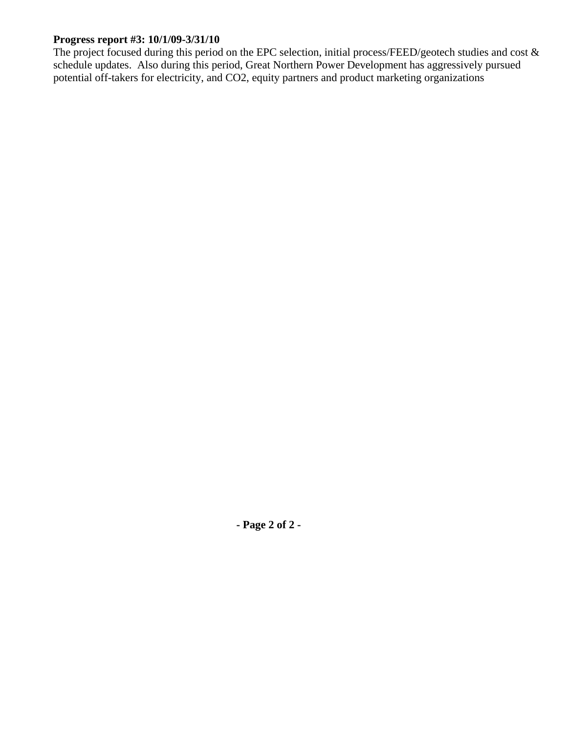**Progress report #3: 10/1/09-3/31/10**

The project focused during this period on the EPC selection, initial process/FEED/geotech studies and cost & schedule updates. Also during this period, Great Northern Power Development has aggressively pursued potential off-takers for electricity, and $CO_2$, equity partners and product marketing organizations